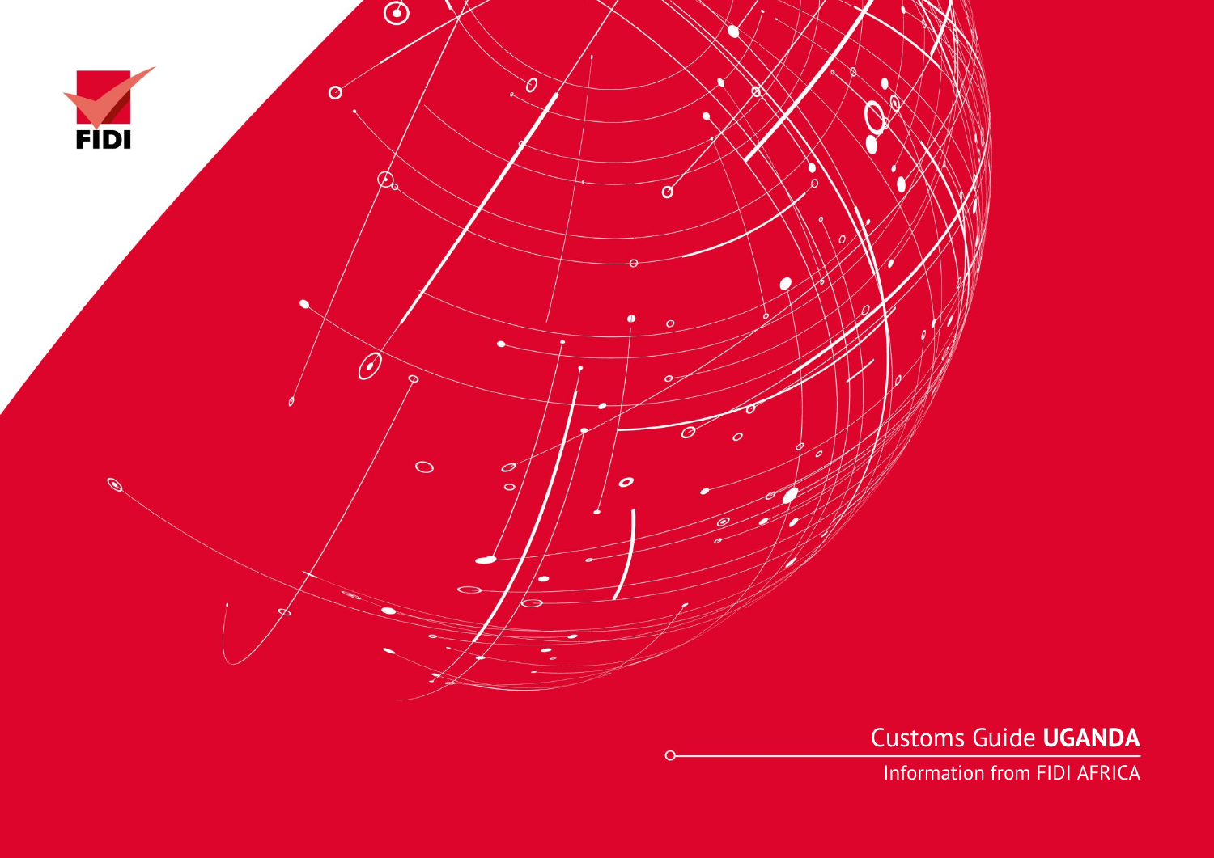FIDI

# Customs Guide **UGANDA**

Information from FIDI AFRICA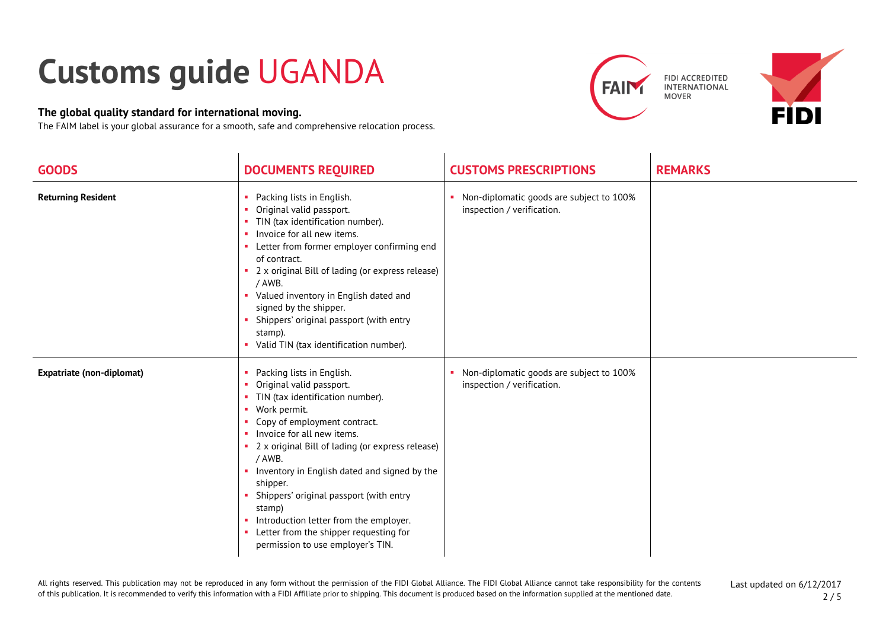# Customs guide UGANDA

**The global quality standard for international moving.**

The FAIM label is your global assurance for a smooth, safe and comprehensive relocation process.

| GOODS | DOCUMENTS REQUIRED | CUSTOMS PRESCRIPTIONS | REMARKS |
|---|---|---|---|
| **Returning Resident** | ▪ Packing lists in English.<br>▪ Original valid passport.<br>▪ TIN (tax identification number).<br>▪ Invoice for all new items.<br>▪ Letter from former employer confirming end of contract.<br>▪ 2 x original Bill of lading (or express release) / AWB.<br>▪ Valued inventory in English dated and signed by the shipper.<br>▪ Shippers' original passport (with entry stamp).<br>▪ Valid TIN (tax identification number). | ▪ Non-diplomatic goods are subject to 100% inspection / verification. | |
| **Expatriate (non-diplomat)** | ▪ Packing lists in English.<br>▪ Original valid passport.<br>▪ TIN (tax identification number).<br>▪ Work permit.<br>▪ Copy of employment contract.<br>▪ Invoice for all new items.<br>▪ 2 x original Bill of lading (or express release) / AWB.<br>▪ Inventory in English dated and signed by the shipper.<br>▪ Shippers' original passport (with entry stamp)<br>▪ Introduction letter from the employer.<br>▪ Letter from the shipper requesting for permission to use employer's TIN. | ▪ Non-diplomatic goods are subject to 100% inspection / verification. | |

All rights reserved. This publication may not be reproduced in any form without the permission of the FIDI Global Alliance. The FIDI Global Alliance cannot take responsibility for the contents of this publication. It is recommended to verify this information with a FIDI Affiliate prior to shipping. This document is produced based on the information supplied at the mentioned date.

Last updated on 6/12/2017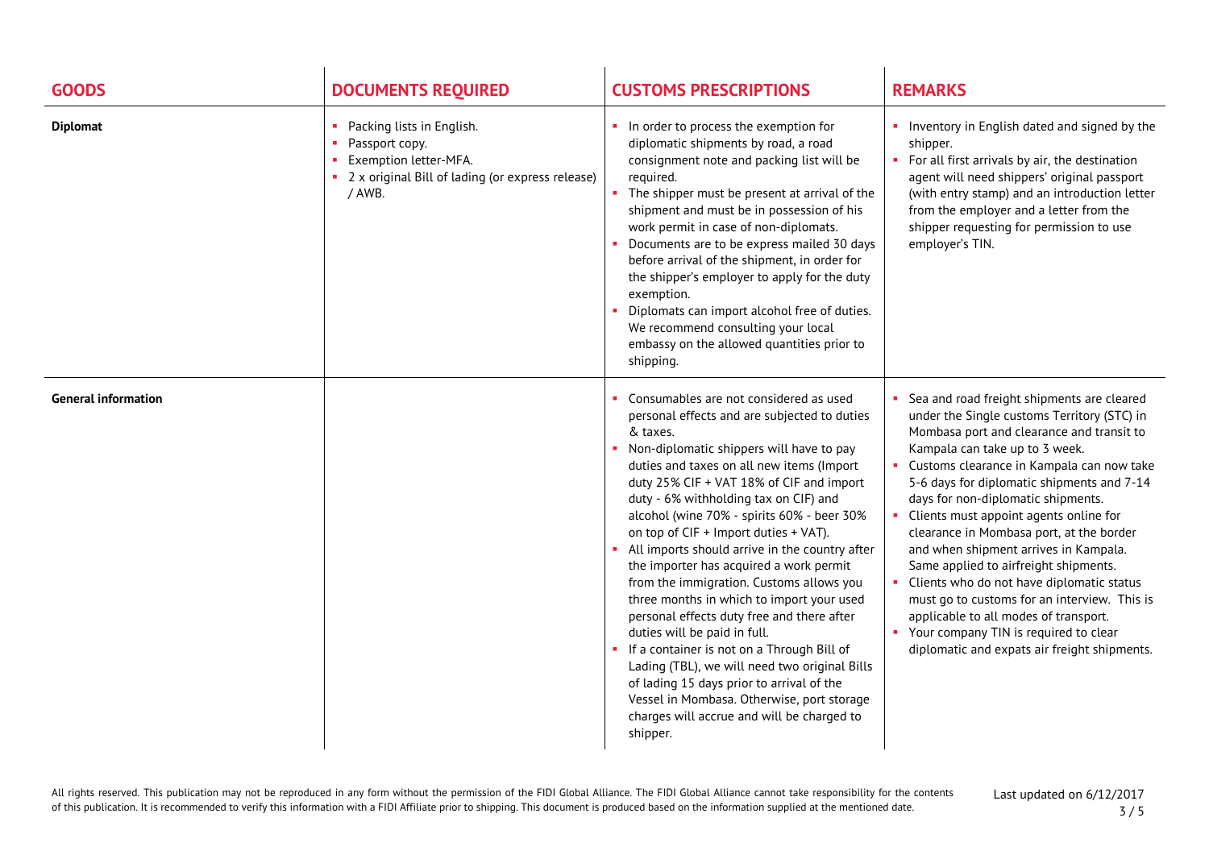| GOODS | DOCUMENTS REQUIRED | CUSTOMS PRESCRIPTIONS | REMARKS |
| --- | --- | --- | --- |
| **Diplomat** | • Packing lists in English.<br>• Passport copy.<br>• Exemption letter-MFA.<br>• 2 x original Bill of lading (or express release) / AWB. | • In order to process the exemption for diplomatic shipments by road, a road consignment note and packing list will be required.<br>• The shipper must be present at arrival of the shipment and must be in possession of his work permit in case of non-diplomats.<br>• Documents are to be express mailed 30 days before arrival of the shipment, in order for the shipper's employer to apply for the duty exemption.<br>• Diplomats can import alcohol free of duties. We recommend consulting your local embassy on the allowed quantities prior to shipping. | • Inventory in English dated and signed by the shipper.<br>• For all first arrivals by air, the destination agent will need shippers' original passport (with entry stamp) and an introduction letter from the employer and a letter from the shipper requesting for permission to use employer's TIN. |
| **General information** | | • Consumables are not considered as used personal effects and are subjected to duties & taxes.<br>• Non-diplomatic shippers will have to pay duties and taxes on all new items (Import duty 25% CIF + VAT 18% of CIF and import duty - 6% withholding tax on CIF) and alcohol (wine 70% - spirits 60% - beer 30% on top of CIF + Import duties + VAT).<br>• All imports should arrive in the country after the importer has acquired a work permit from the immigration. Customs allows you three months in which to import your used personal effects duty free and there after duties will be paid in full.<br>• If a container is not on a Through Bill of Lading (TBL), we will need two original Bills of lading 15 days prior to arrival of the Vessel in Mombasa. Otherwise, port storage charges will accrue and will be charged to shipper. | • Sea and road freight shipments are cleared under the Single customs Territory (STC) in Mombasa port and clearance and transit to Kampala can take up to 3 week.<br>• Customs clearance in Kampala can now take 5-6 days for diplomatic shipments and 7-14 days for non-diplomatic shipments.<br>• Clients must appoint agents online for clearance in Mombasa port, at the border and when shipment arrives in Kampala. Same applied to airfreight shipments.<br>• Clients who do not have diplomatic status must go to customs for an interview. This is applicable to all modes of transport.<br>• Your company TIN is required to clear diplomatic and expats air freight shipments. |

All rights reserved. This publication may not be reproduced in any form without the permission of the FIDI Global Alliance. The FIDI Global Alliance cannot take responsibility for the contents of this publication. It is recommended to verify this information with a FIDI Affiliate prior to shipping. This document is produced based on the information supplied at the mentioned date.

Last updated on 6/12/2017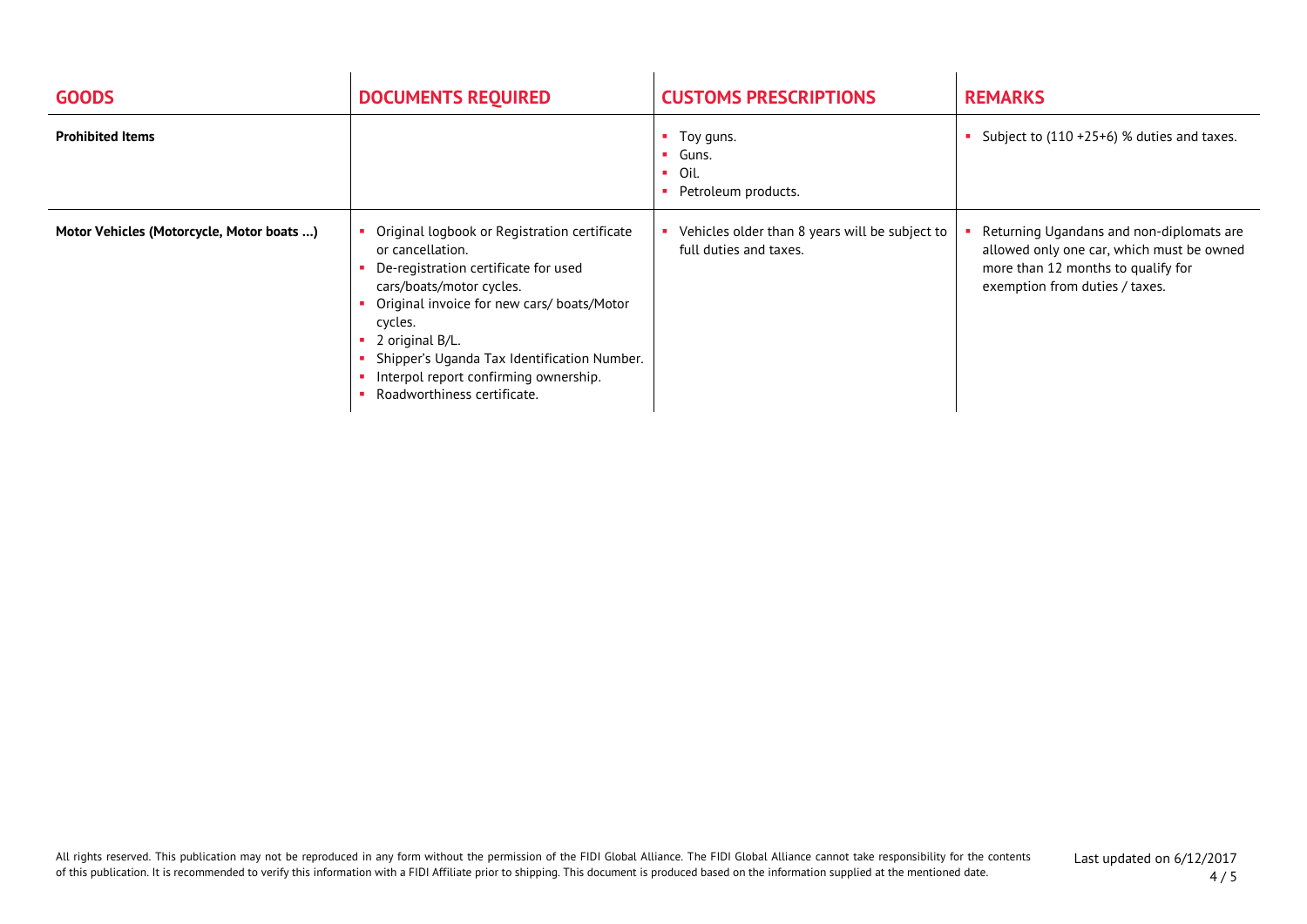| GOODS | DOCUMENTS REQUIRED | CUSTOMS PRESCRIPTIONS | REMARKS |
|---|---|---|---|
| **Prohibited Items** | | ▪ Toy guns.<br>▪ Guns.<br>▪ Oil.<br>▪ Petroleum products. | ▪ Subject to (110 +25+6) % duties and taxes. |
| **Motor Vehicles (Motorcycle, Motor boats …)** | ▪ Original logbook or Registration certificate or cancellation.<br>▪ De-registration certificate for used cars/boats/motor cycles.<br>▪ Original invoice for new cars/ boats/Motor cycles.<br>▪ 2 original B/L.<br>▪ Shipper's Uganda Tax Identification Number.<br>▪ Interpol report confirming ownership.<br>▪ Roadworthiness certificate. | ▪ Vehicles older than 8 years will be subject to full duties and taxes. | ▪ Returning Ugandans and non-diplomats are allowed only one car, which must be owned more than 12 months to qualify for exemption from duties / taxes. |

All rights reserved. This publication may not be reproduced in any form without the permission of the FIDI Global Alliance. The FIDI Global Alliance cannot take responsibility for the contents of this publication. It is recommended to verify this information with a FIDI Affiliate prior to shipping. This document is produced based on the information supplied at the mentioned date.

Last updated on 6/12/2017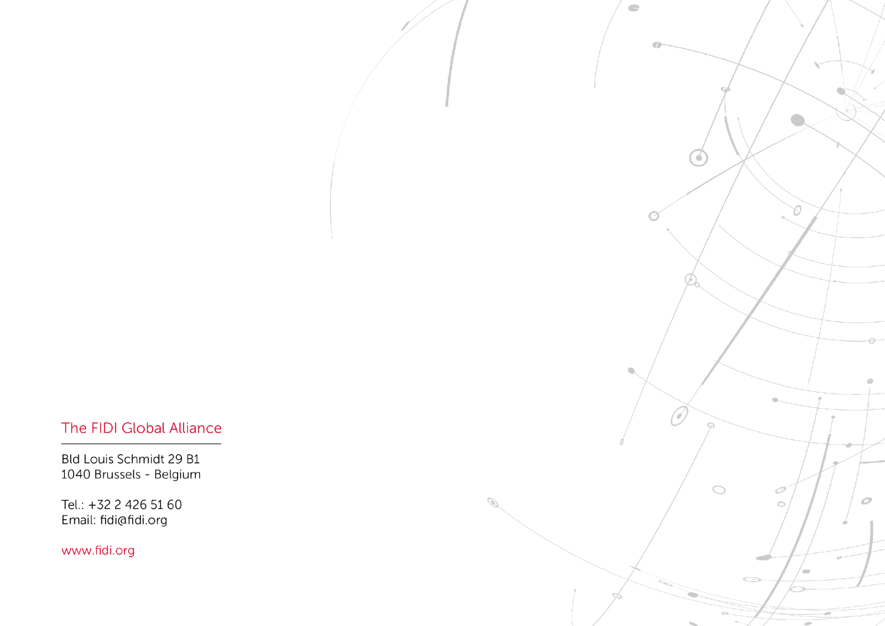The FIDI Global Alliance

Bld Louis Schmidt 29 B1
1040 Brussels - Belgium

Tel.: +32 2 426 51 60
Email: fidi@fidi.org

www.fidi.org